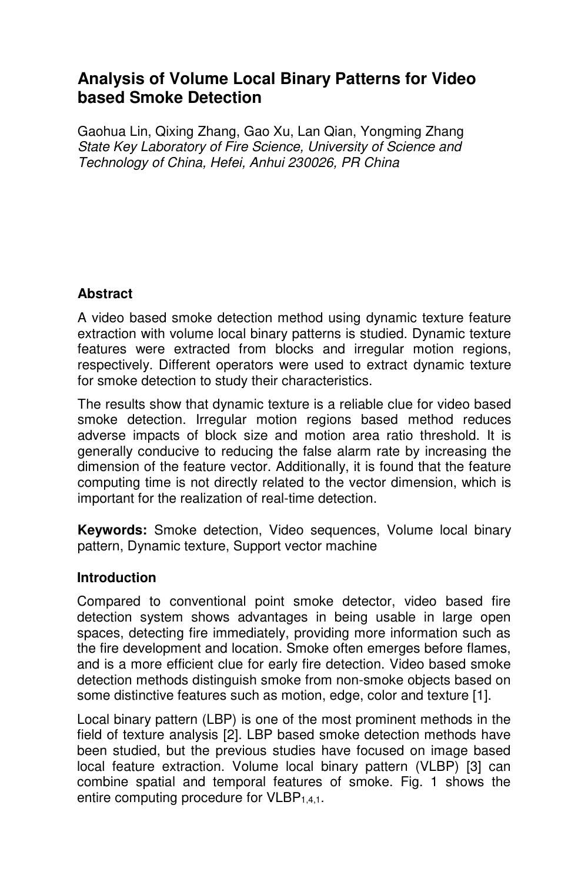# Analysis of Volume Local Binary Patterns for Video based Smoke Detection

Gaohua Lin, Qixing Zhang, Gao Xu, Lan Qian, Yongming Zhang
*State Key Laboratory of Fire Science, University of Science and Technology of China, Hefei, Anhui 230026, PR China*

## Abstract

A video based smoke detection method using dynamic texture feature extraction with volume local binary patterns is studied. Dynamic texture features were extracted from blocks and irregular motion regions, respectively. Different operators were used to extract dynamic texture for smoke detection to study their characteristics.

The results show that dynamic texture is a reliable clue for video based smoke detection. Irregular motion regions based method reduces adverse impacts of block size and motion area ratio threshold. It is generally conducive to reducing the false alarm rate by increasing the dimension of the feature vector. Additionally, it is found that the feature computing time is not directly related to the vector dimension, which is important for the realization of real-time detection.

**Keywords:** Smoke detection, Video sequences, Volume local binary pattern, Dynamic texture, Support vector machine

## Introduction

Compared to conventional point smoke detector, video based fire detection system shows advantages in being usable in large open spaces, detecting fire immediately, providing more information such as the fire development and location. Smoke often emerges before flames, and is a more efficient clue for early fire detection. Video based smoke detection methods distinguish smoke from non-smoke objects based on some distinctive features such as motion, edge, color and texture [1].

Local binary pattern (LBP) is one of the most prominent methods in the field of texture analysis [2]. LBP based smoke detection methods have been studied, but the previous studies have focused on image based local feature extraction. Volume local binary pattern (VLBP) [3] can combine spatial and temporal features of smoke. Fig. 1 shows the entire computing procedure for $VLBP_{1,4,1}$.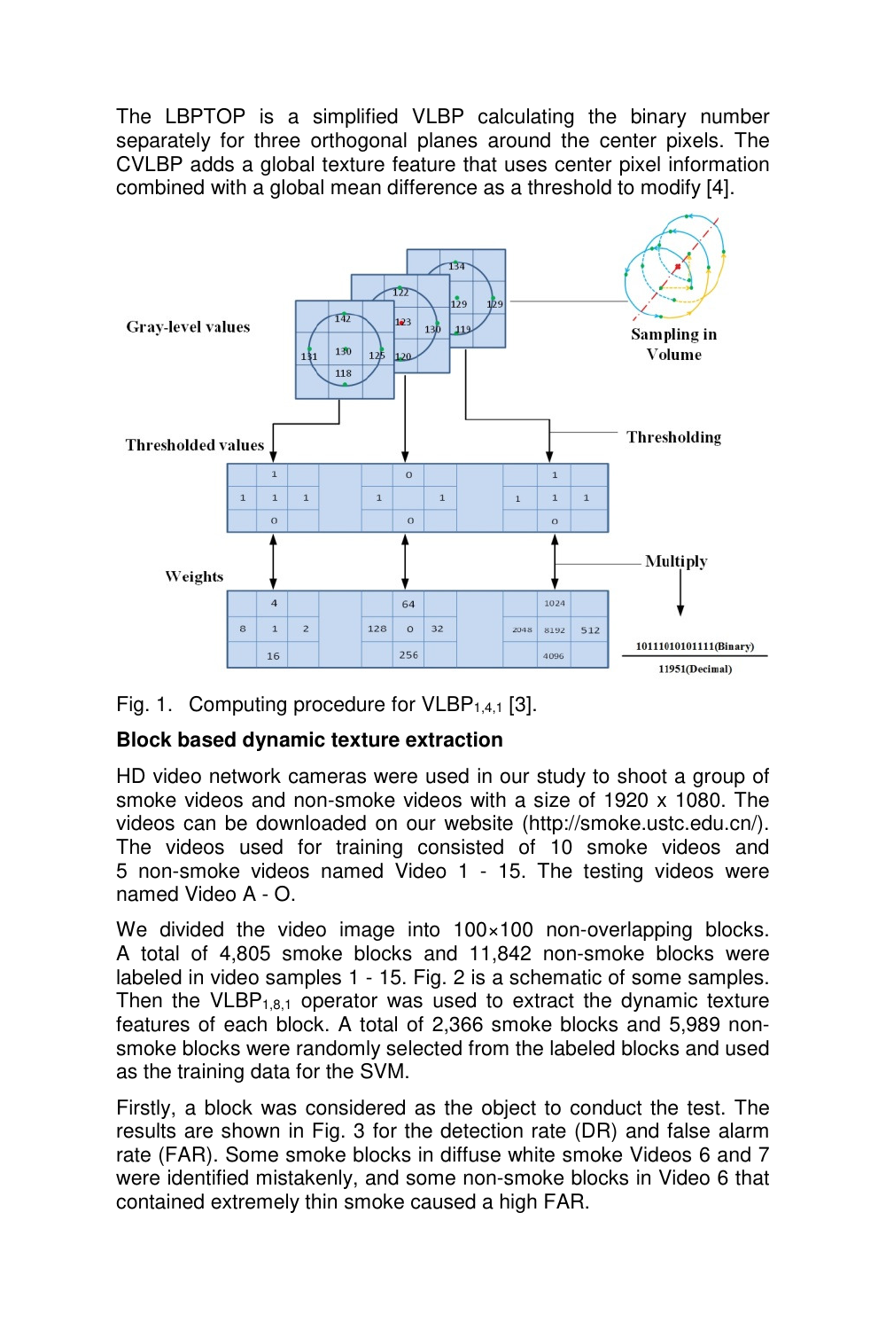The LBPTOP is a simplified VLBP calculating the binary number separately for three orthogonal planes around the center pixels. The CVLBP adds a global texture feature that uses center pixel information combined with a global mean difference as a threshold to modify [4].

Fig. 1. Computing procedure for $VLBP_{1,4,1}$ [3].

## Block based dynamic texture extraction

HD video network cameras were used in our study to shoot a group of smoke videos and non-smoke videos with a size of 1920 x 1080. The videos can be downloaded on our website (http://smoke.ustc.edu.cn/). The videos used for training consisted of 10 smoke videos and 5 non-smoke videos named Video 1 - 15. The testing videos were named Video A - O.

We divided the video image into 100×100 non-overlapping blocks. A total of 4,805 smoke blocks and 11,842 non-smoke blocks were labeled in video samples 1 - 15. Fig. 2 is a schematic of some samples. Then the $VLBP_{1,8,1}$ operator was used to extract the dynamic texture features of each block. A total of 2,366 smoke blocks and 5,989 non-smoke blocks were randomly selected from the labeled blocks and used as the training data for the SVM.

Firstly, a block was considered as the object to conduct the test. The results are shown in Fig. 3 for the detection rate (DR) and false alarm rate (FAR). Some smoke blocks in diffuse white smoke Videos 6 and 7 were identified mistakenly, and some non-smoke blocks in Video 6 that contained extremely thin smoke caused a high FAR.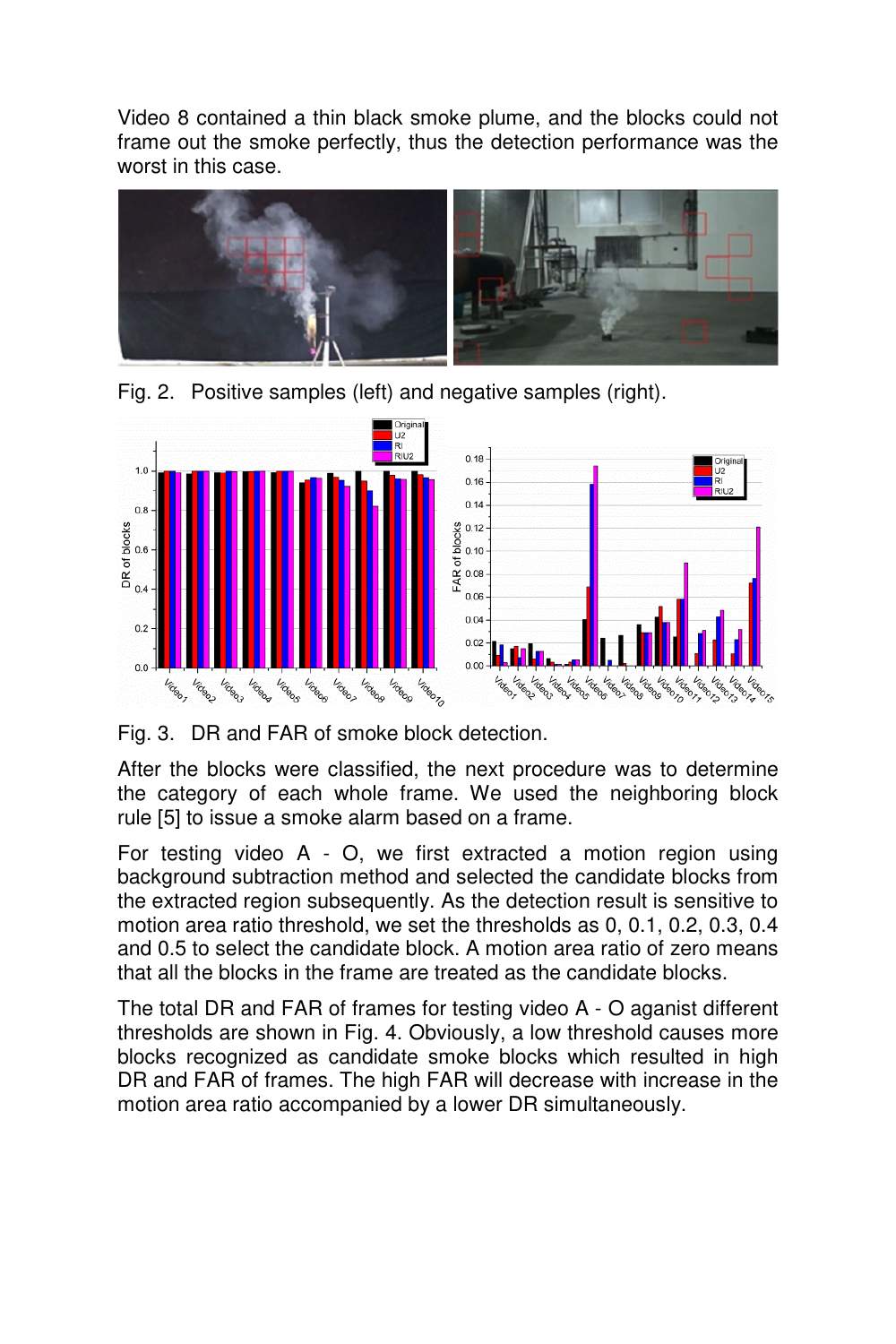Video 8 contained a thin black smoke plume, and the blocks could not frame out the smoke perfectly, thus the detection performance was the worst in this case.

Fig. 2. Positive samples (left) and negative samples (right).

Fig. 3. DR and FAR of smoke block detection.

After the blocks were classified, the next procedure was to determine the category of each whole frame. We used the neighboring block rule [5] to issue a smoke alarm based on a frame.

For testing video A - O, we first extracted a motion region using background subtraction method and selected the candidate blocks from the extracted region subsequently. As the detection result is sensitive to motion area ratio threshold, we set the thresholds as 0, 0.1, 0.2, 0.3, 0.4 and 0.5 to select the candidate block. A motion area ratio of zero means that all the blocks in the frame are treated as the candidate blocks.

The total DR and FAR of frames for testing video A - O aganist different thresholds are shown in Fig. 4. Obviously, a low threshold causes more blocks recognized as candidate smoke blocks which resulted in high DR and FAR of frames. The high FAR will decrease with increase in the motion area ratio accompanied by a lower DR simultaneously.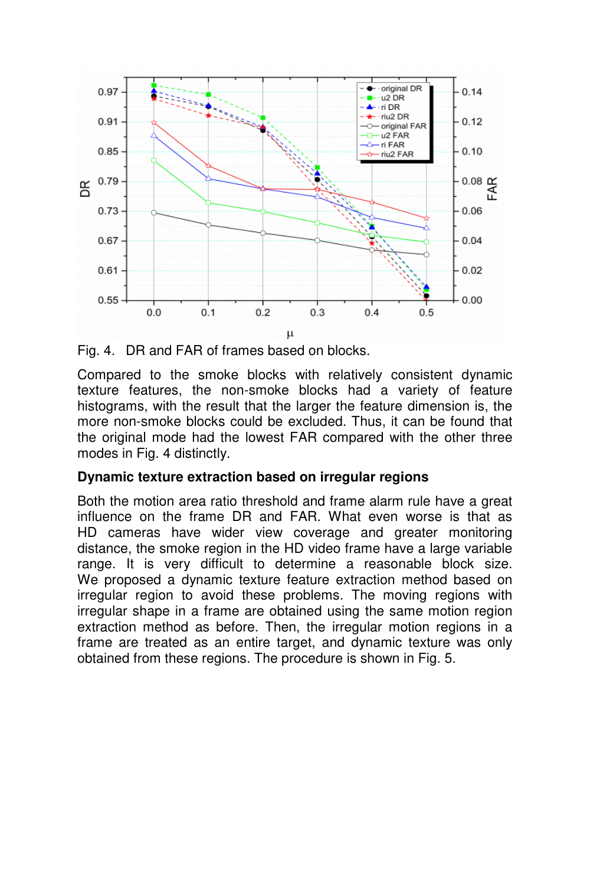Fig. 4. DR and FAR of frames based on blocks.

Compared to the smoke blocks with relatively consistent dynamic texture features, the non-smoke blocks had a variety of feature histograms, with the result that the larger the feature dimension is, the more non-smoke blocks could be excluded. Thus, it can be found that the original mode had the lowest FAR compared with the other three modes in Fig. 4 distinctly.

**Dynamic texture extraction based on irregular regions**

Both the motion area ratio threshold and frame alarm rule have a great influence on the frame DR and FAR. What even worse is that as HD cameras have wider view coverage and greater monitoring distance, the smoke region in the HD video frame have a large variable range. It is very difficult to determine a reasonable block size. We proposed a dynamic texture feature extraction method based on irregular region to avoid these problems. The moving regions with irregular shape in a frame are obtained using the same motion region extraction method as before. Then, the irregular motion regions in a frame are treated as an entire target, and dynamic texture was only obtained from these regions. The procedure is shown in Fig. 5.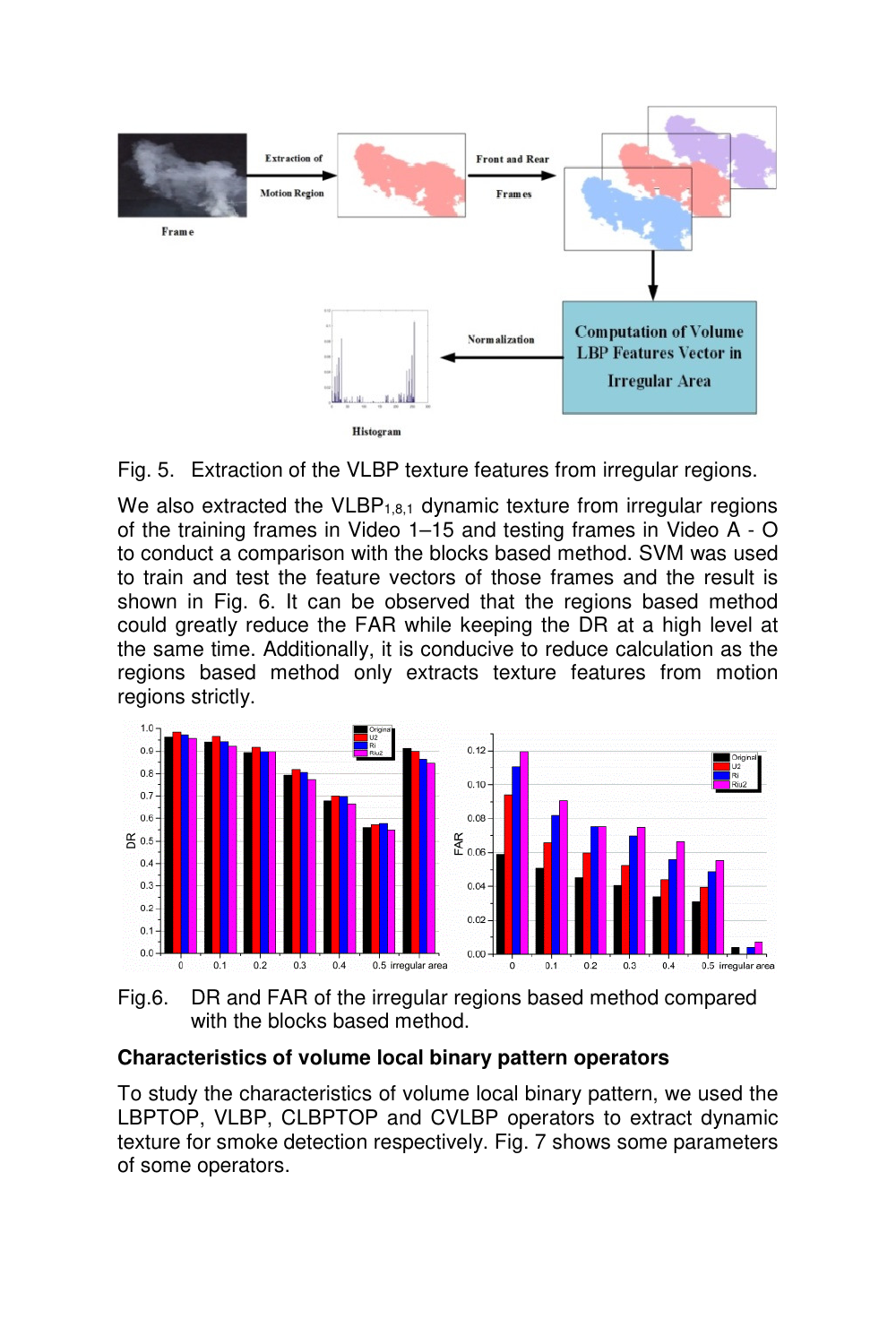Fig. 5. Extraction of the VLBP texture features from irregular regions.

We also extracted the $VLBP_{1,8,1}$ dynamic texture from irregular regions of the training frames in Video 1–15 and testing frames in Video A - O to conduct a comparison with the blocks based method. SVM was used to train and test the feature vectors of those frames and the result is shown in Fig. 6. It can be observed that the regions based method could greatly reduce the FAR while keeping the DR at a high level at the same time. Additionally, it is conducive to reduce calculation as the regions based method only extracts texture features from motion regions strictly.

Fig.6. DR and FAR of the irregular regions based method compared with the blocks based method.

**Characteristics of volume local binary pattern operators**

To study the characteristics of volume local binary pattern, we used the LBPTOP, VLBP, CLBPTOP and CVLBP operators to extract dynamic texture for smoke detection respectively. Fig. 7 shows some parameters of some operators.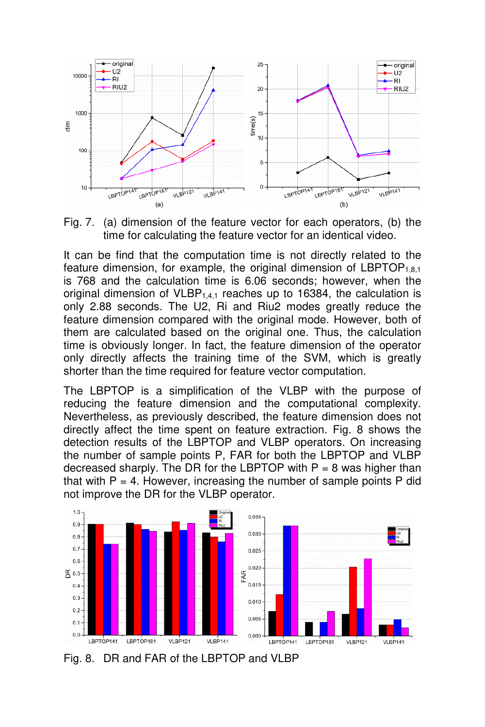Fig. 7. (a) dimension of the feature vector for each operators, (b) the time for calculating the feature vector for an identical video.

It can be find that the computation time is not directly related to the feature dimension, for example, the original dimension of $LBPTOP_{1,8,1}$ is 768 and the calculation time is 6.06 seconds; however, when the original dimension of $VLBP_{1,4,1}$ reaches up to 16384, the calculation is only 2.88 seconds. The U2, Ri and Riu2 modes greatly reduce the feature dimension compared with the original mode. However, both of them are calculated based on the original one. Thus, the calculation time is obviously longer. In fact, the feature dimension of the operator only directly affects the training time of the SVM, which is greatly shorter than the time required for feature vector computation.

The LBPTOP is a simplification of the VLBP with the purpose of reducing the feature dimension and the computational complexity. Nevertheless, as previously described, the feature dimension does not directly affect the time spent on feature extraction. Fig. 8 shows the detection results of the LBPTOP and VLBP operators. On increasing the number of sample points P, FAR for both the LBPTOP and VLBP decreased sharply. The DR for the LBPTOP with P = 8 was higher than that with P = 4. However, increasing the number of sample points P did not improve the DR for the VLBP operator.

Fig. 8. DR and FAR of the LBPTOP and VLBP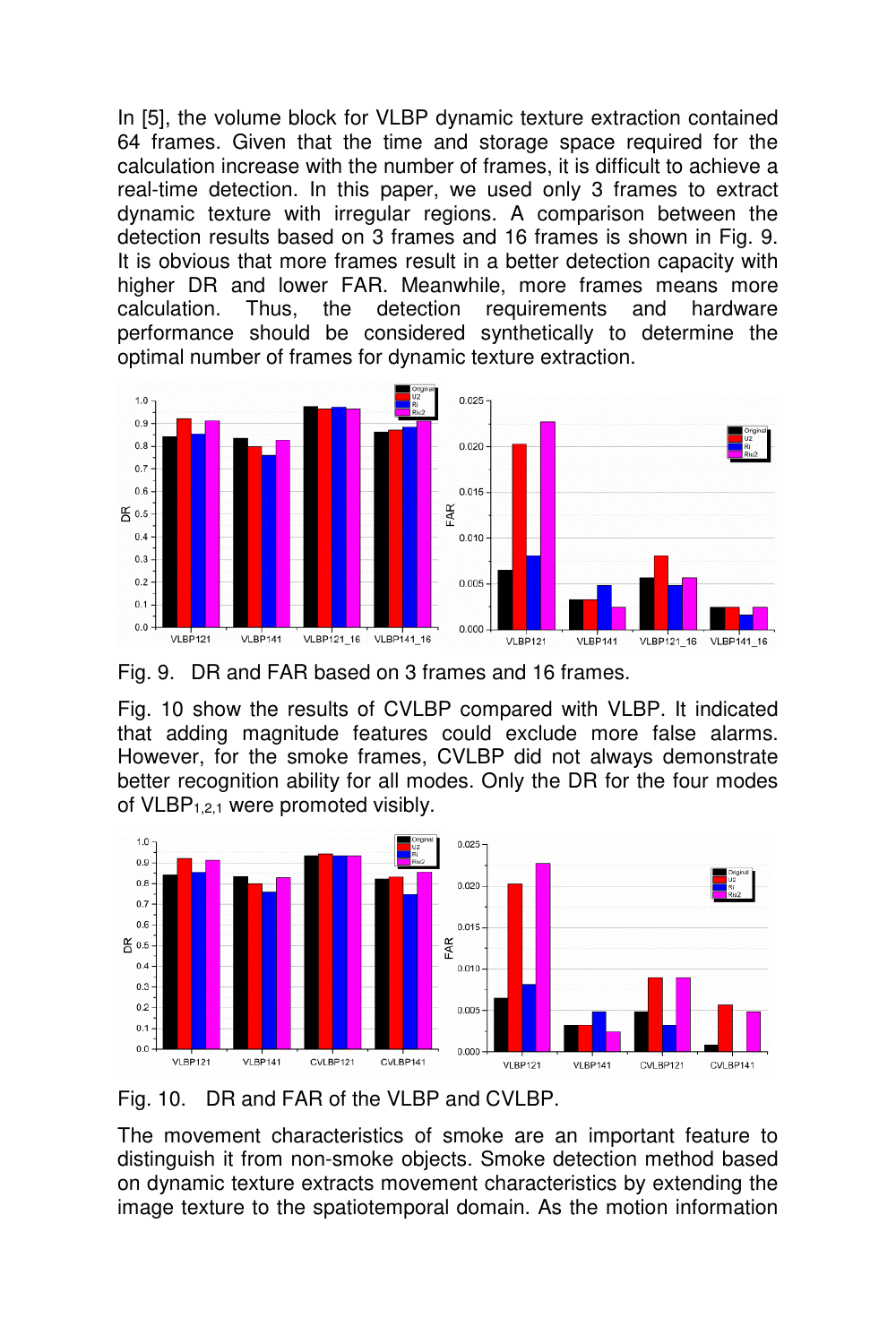In [5], the volume block for VLBP dynamic texture extraction contained 64 frames. Given that the time and storage space required for the calculation increase with the number of frames, it is difficult to achieve a real-time detection. In this paper, we used only 3 frames to extract dynamic texture with irregular regions. A comparison between the detection results based on 3 frames and 16 frames is shown in Fig. 9. It is obvious that more frames result in a better detection capacity with higher DR and lower FAR. Meanwhile, more frames means more calculation. Thus, the detection requirements and hardware performance should be considered synthetically to determine the optimal number of frames for dynamic texture extraction.

Fig. 9. DR and FAR based on 3 frames and 16 frames.

Fig. 10 show the results of CVLBP compared with VLBP. It indicated that adding magnitude features could exclude more false alarms. However, for the smoke frames, CVLBP did not always demonstrate better recognition ability for all modes. Only the DR for the four modes of $VLBP_{1,2,1}$ were promoted visibly.

Fig. 10. DR and FAR of the VLBP and CVLBP.

The movement characteristics of smoke are an important feature to distinguish it from non-smoke objects. Smoke detection method based on dynamic texture extracts movement characteristics by extending the image texture to the spatiotemporal domain. As the motion information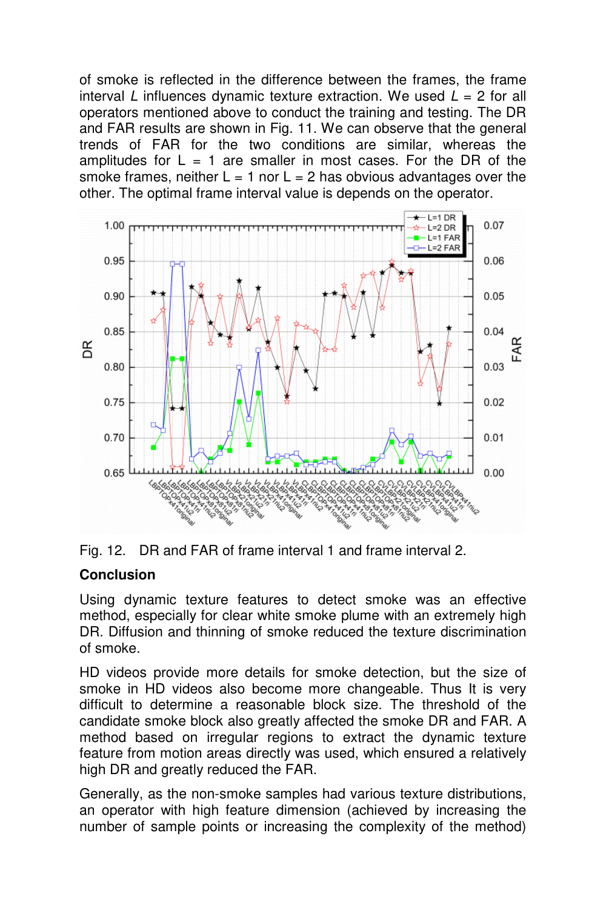of smoke is reflected in the difference between the frames, the frame interval $L$ influences dynamic texture extraction. We used $L$ = 2 for all operators mentioned above to conduct the training and testing. The DR and FAR results are shown in Fig. 11. We can observe that the general trends of FAR for the two conditions are similar, whereas the amplitudes for L = 1 are smaller in most cases. For the DR of the smoke frames, neither L = 1 nor L = 2 has obvious advantages over the other. The optimal frame interval value is depends on the operator.

Fig. 12. DR and FAR of frame interval 1 and frame interval 2.

## Conclusion

Using dynamic texture features to detect smoke was an effective method, especially for clear white smoke plume with an extremely high DR. Diffusion and thinning of smoke reduced the texture discrimination of smoke.

HD videos provide more details for smoke detection, but the size of smoke in HD videos also become more changeable. Thus It is very difficult to determine a reasonable block size. The threshold of the candidate smoke block also greatly affected the smoke DR and FAR. A method based on irregular regions to extract the dynamic texture feature from motion areas directly was used, which ensured a relatively high DR and greatly reduced the FAR.

Generally, as the non-smoke samples had various texture distributions, an operator with high feature dimension (achieved by increasing the number of sample points or increasing the complexity of the method)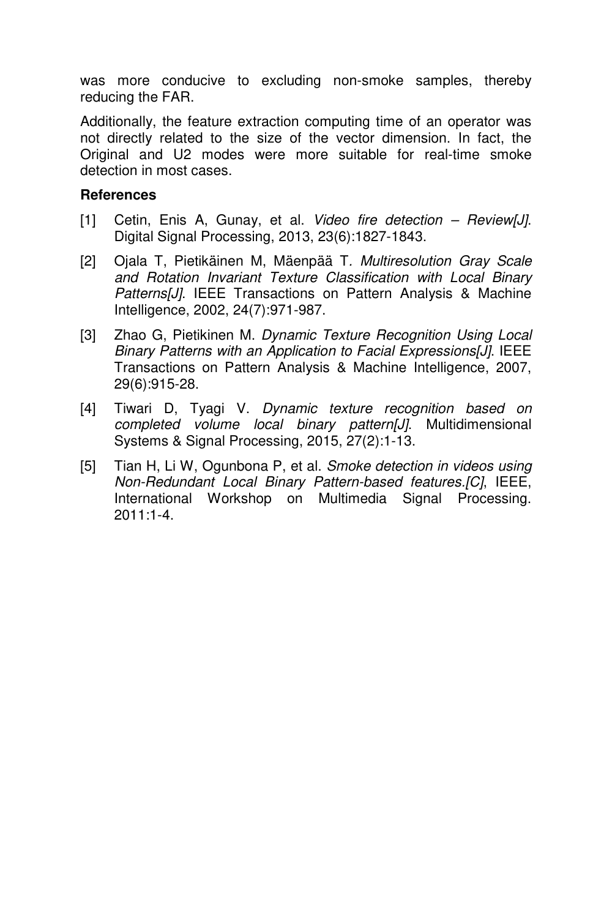was more conducive to excluding non-smoke samples, thereby reducing the FAR.

Additionally, the feature extraction computing time of an operator was not directly related to the size of the vector dimension. In fact, the Original and U2 modes were more suitable for real-time smoke detection in most cases.

**References**

[1] Cetin, Enis A, Gunay, et al. *Video fire detection – Review[J]*. Digital Signal Processing, 2013, 23(6):1827-1843.

[2] Ojala T, Pietikäinen M, Mäenpää T. *Multiresolution Gray Scale and Rotation Invariant Texture Classification with Local Binary Patterns[J]*. IEEE Transactions on Pattern Analysis & Machine Intelligence, 2002, 24(7):971-987.

[3] Zhao G, Pietikinen M. *Dynamic Texture Recognition Using Local Binary Patterns with an Application to Facial Expressions[J]*. IEEE Transactions on Pattern Analysis & Machine Intelligence, 2007, 29(6):915-28.

[4] Tiwari D, Tyagi V. *Dynamic texture recognition based on completed volume local binary pattern[J]*. Multidimensional Systems & Signal Processing, 2015, 27(2):1-13.

[5] Tian H, Li W, Ogunbona P, et al. *Smoke detection in videos using Non-Redundant Local Binary Pattern-based features.[C]*, IEEE, International Workshop on Multimedia Signal Processing. 2011:1-4.